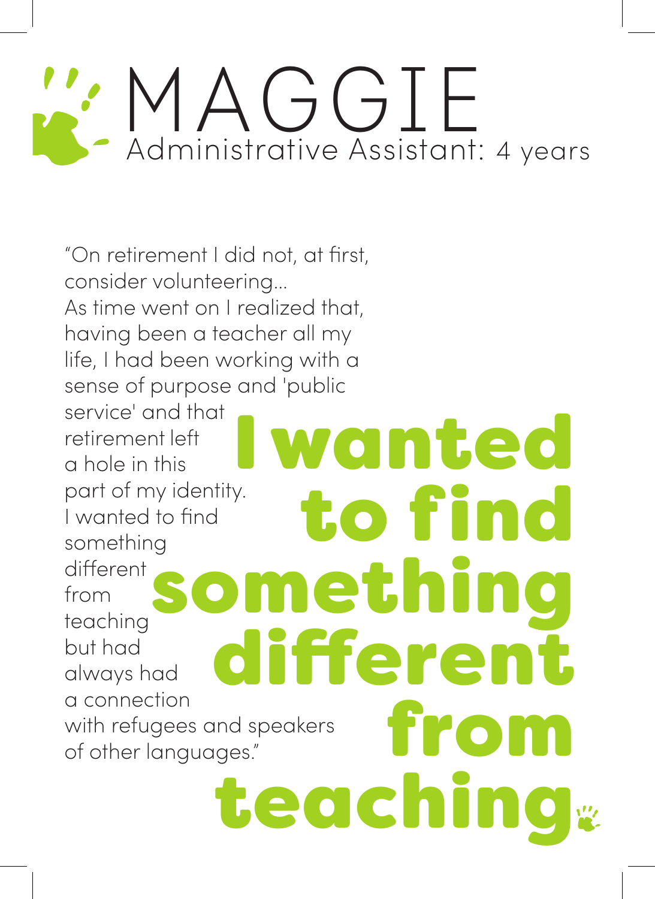# MAGGIE

Administrative Assistant: 4 years

"On retirement I did not, at first, consider volunteering...
As time went on I realized that, having been a teacher all my life, I had been working with a sense of purpose and 'public service' and that retirement left a hole in this part of my identity.
I wanted to find something different from teaching but had always had a connection with refugees and speakers of other languages."

**I wanted to find something different from teaching**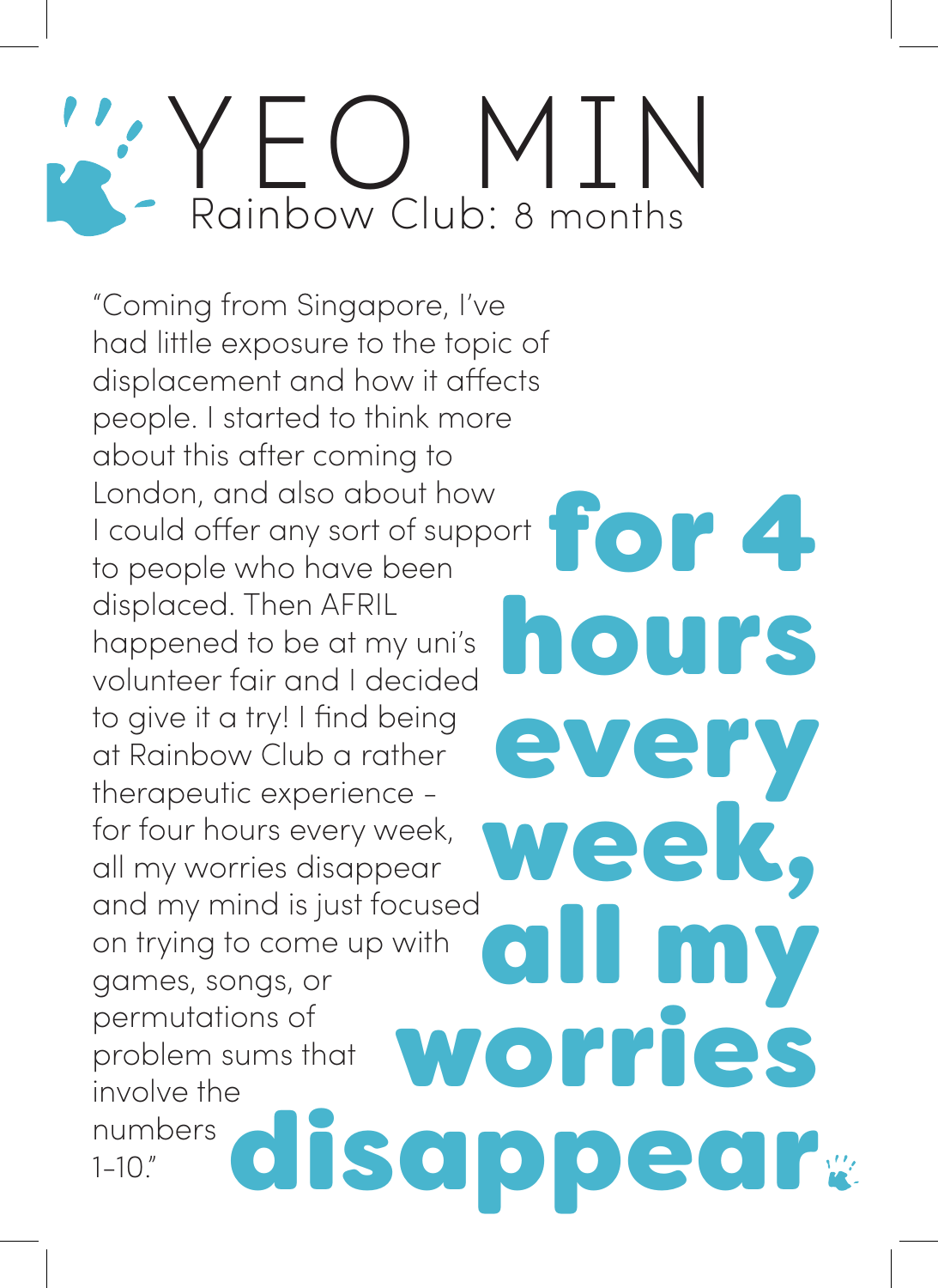# YEO MIN

## Rainbow Club: 8 months

"Coming from Singapore, I've had little exposure to the topic of displacement and how it affects people. I started to think more about this after coming to London, and also about how I could offer any sort of support to people who have been displaced. Then AFRIL happened to be at my uni's volunteer fair and I decided to give it a try! I find being at Rainbow Club a rather therapeutic experience – for four hours every week, all my worries disappear and my mind is just focused on trying to come up with games, songs, or permutations of problem sums that involve the numbers 1-10."

**for 4 hours every week, all my worries disappear**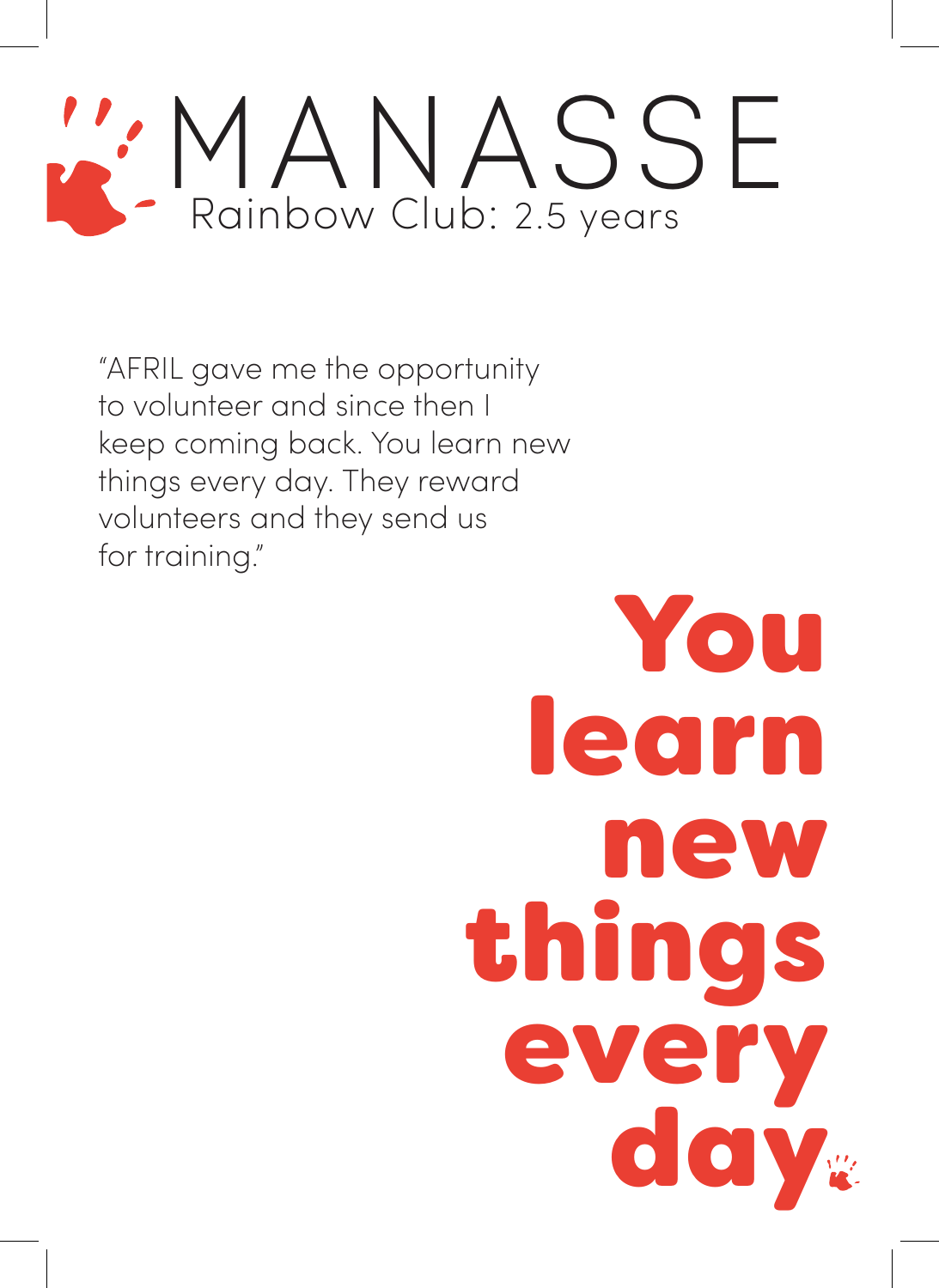# MANASSE

Rainbow Club: 2.5 years

"AFRIL gave me the opportunity to volunteer and since then I keep coming back. You learn new things every day. They reward volunteers and they send us for training."

**You learn new things every day**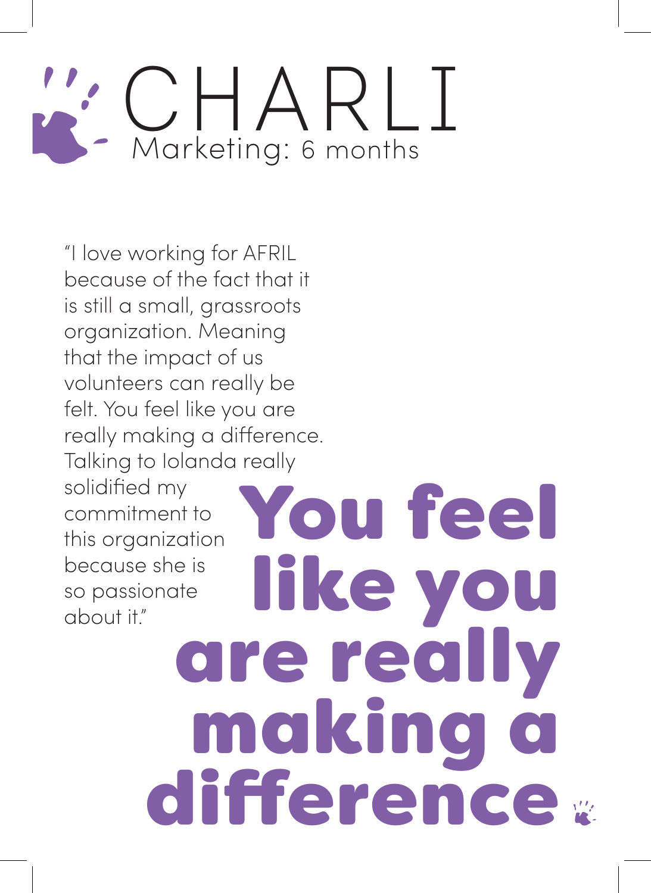# CHARLI

Marketing: 6 months

"I love working for AFRIL because of the fact that it is still a small, grassroots organization. Meaning that the impact of us volunteers can really be felt. You feel like you are really making a difference. Talking to Iolanda really solidified my commitment to this organization because she is so passionate about it."

**You feel like you are really making a difference**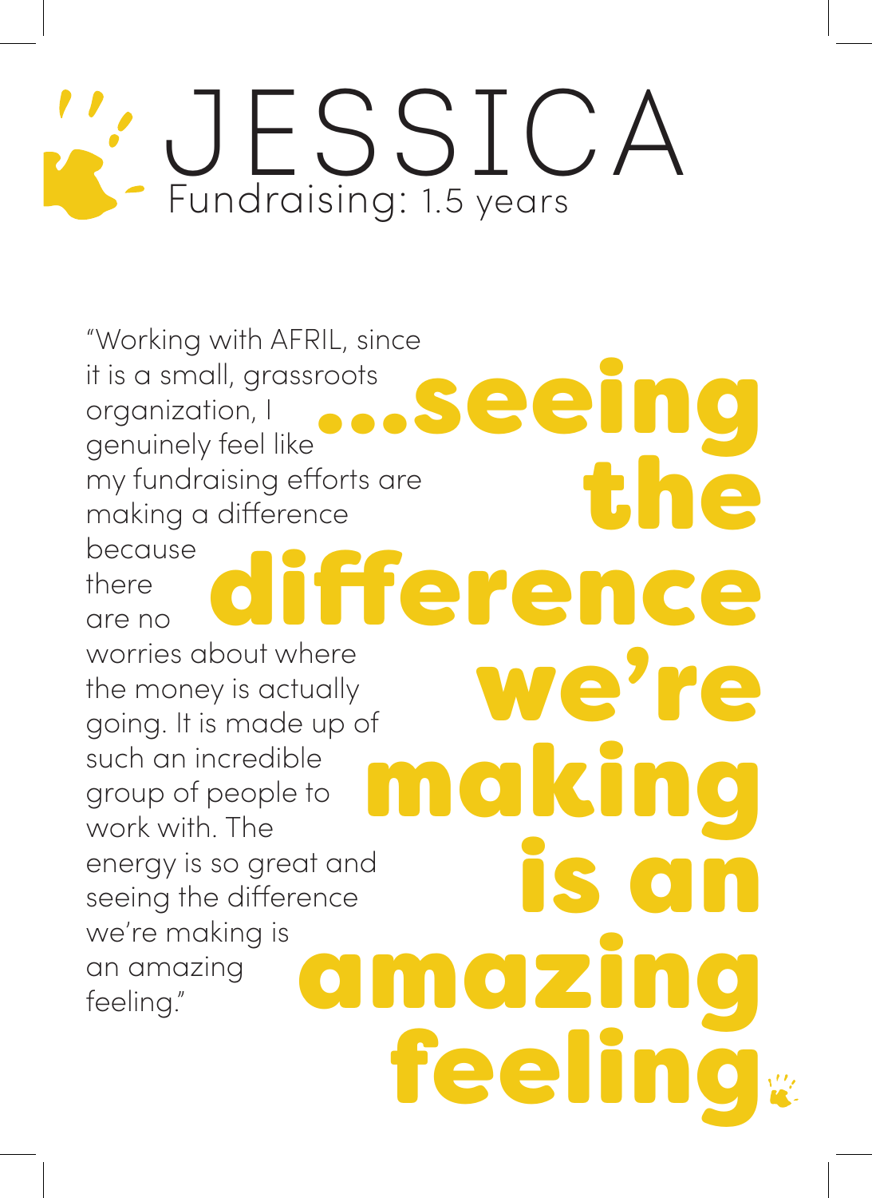# JESSICA

Fundraising: 1.5 years

"Working with AFRIL, since it is a small, grassroots organization, I genuinely feel like my fundraising efforts are making a difference because there are no worries about where the money is actually going. It is made up of such an incredible group of people to work with. The energy is so great and seeing the difference we're making is an amazing feeling."

**...seeing the difference we're making is an amazing feeling**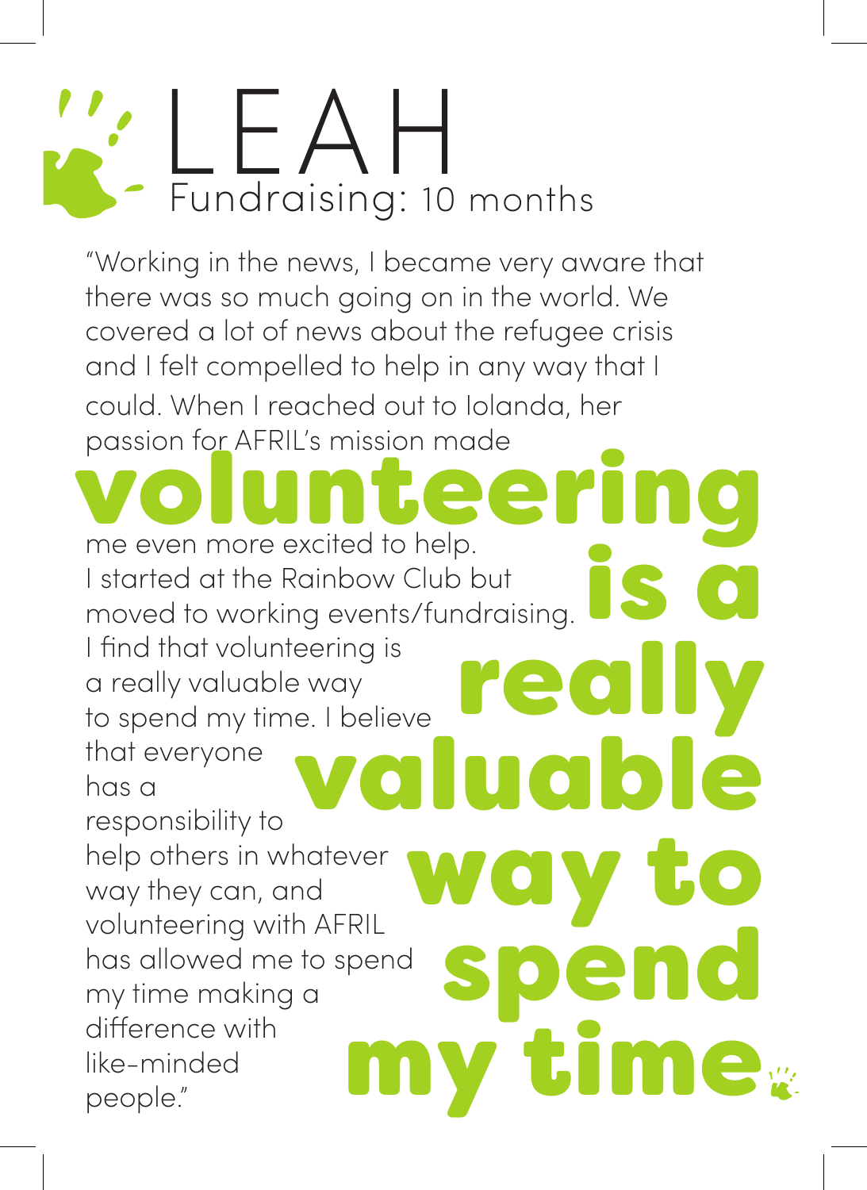# LEAH

Fundraising: 10 months

"Working in the news, I became very aware that there was so much going on in the world. We covered a lot of news about the refugee crisis and I felt compelled to help in any way that I could. When I reached out to Iolanda, her passion for AFRIL's mission made me even more excited to help. I started at the Rainbow Club but moved to working events/fundraising. I find that volunteering is a really valuable way to spend my time. I believe that everyone has a responsibility to help others in whatever way they can, and volunteering with AFRIL has allowed me to spend my time making a difference with like-minded people."

**volunteering is a really valuable way to spend my time**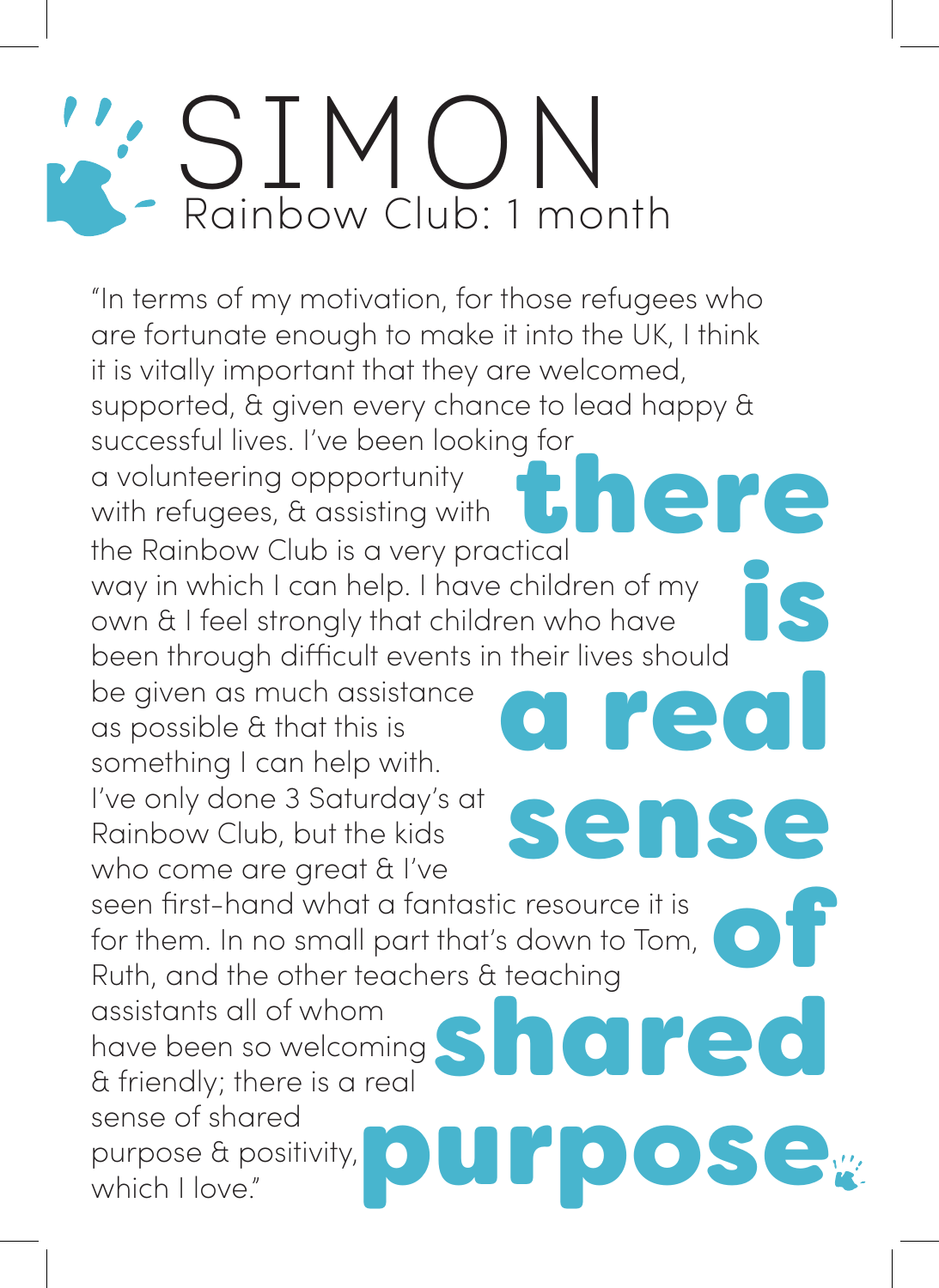# SIMON

Rainbow Club: 1 month

"In terms of my motivation, for those refugees who are fortunate enough to make it into the UK, I think it is vitally important that they are welcomed, supported, & given every chance to lead happy & successful lives. I've been looking for a volunteering oppportunity with refugees, & assisting with the Rainbow Club is a very practical way in which I can help. I have children of my own & I feel strongly that children who have been through difficult events in their lives should be given as much assistance as possible & that this is something I can help with. I've only done 3 Saturday's at Rainbow Club, but the kids who come are great & I've seen first-hand what a fantastic resource it is for them. In no small part that's down to Tom, Ruth, and the other teachers & teaching assistants all of whom have been so welcoming & friendly; there is a real sense of shared purpose & positivity, which I love."

**there is a real sense of shared purpose**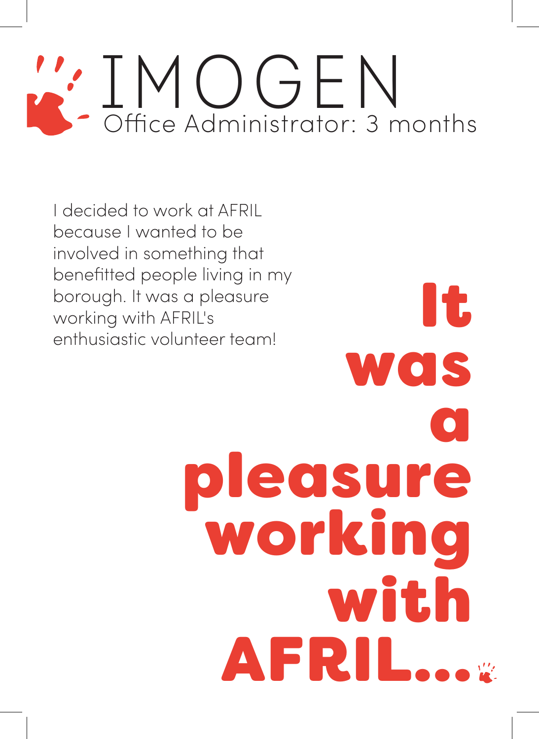# IMOGEN

Office Administrator: 3 months

I decided to work at AFRIL because I wanted to be involved in something that benefitted people living in my borough. It was a pleasure working with AFRIL's enthusiastic volunteer team!

**It was a pleasure working with AFRIL...**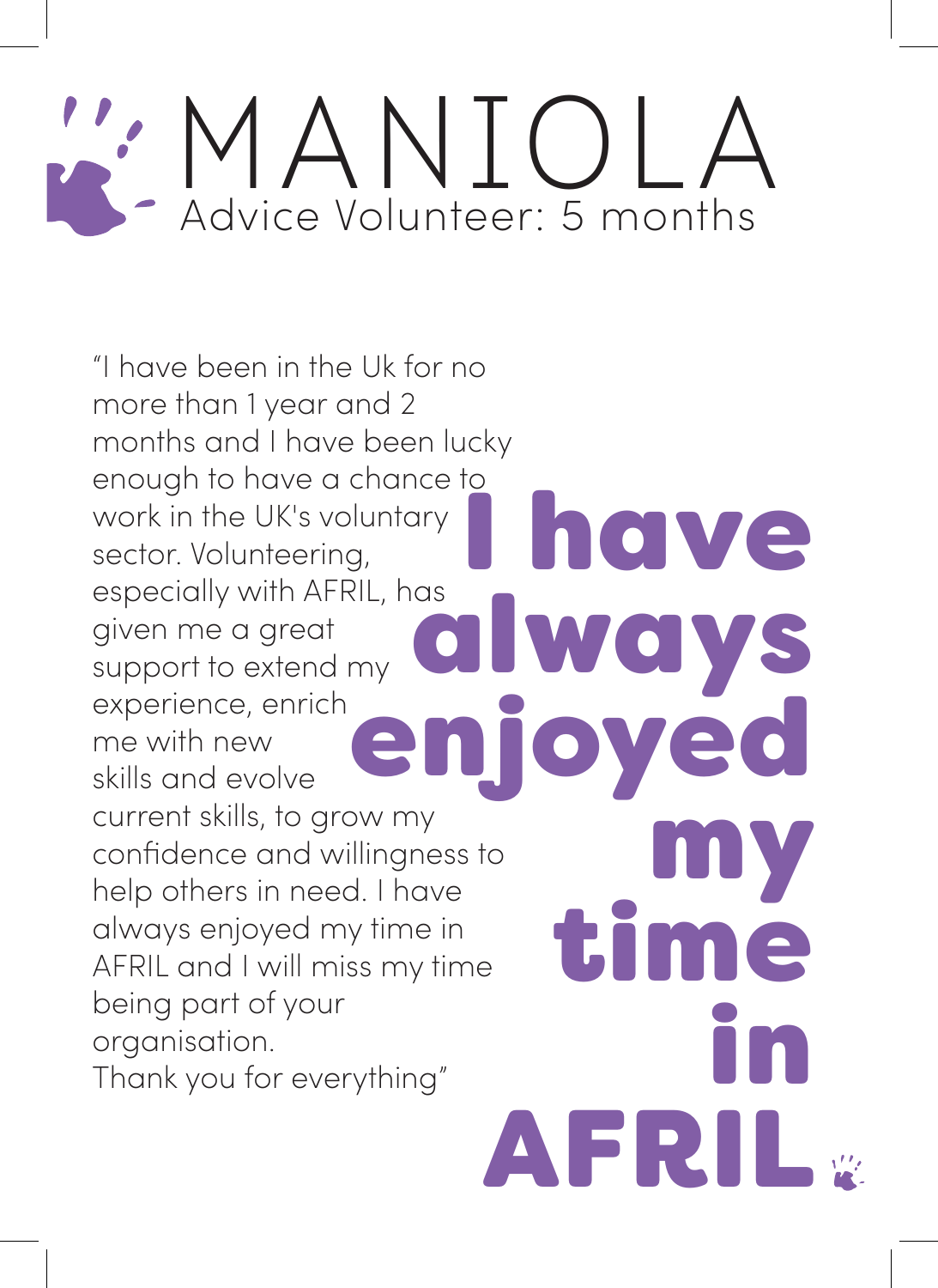# MANIOLA

Advice Volunteer: 5 months

"I have been in the Uk for no more than 1 year and 2 months and I have been lucky enough to have a chance to work in the UK's voluntary sector. Volunteering, especially with AFRIL, has given me a great support to extend my experience, enrich me with new skills and evolve current skills, to grow my confidence and willingness to help others in need. I have always enjoyed my time in AFRIL and I will miss my time being part of your organisation.
Thank you for everything"

**I have always enjoyed my time in AFRIL**